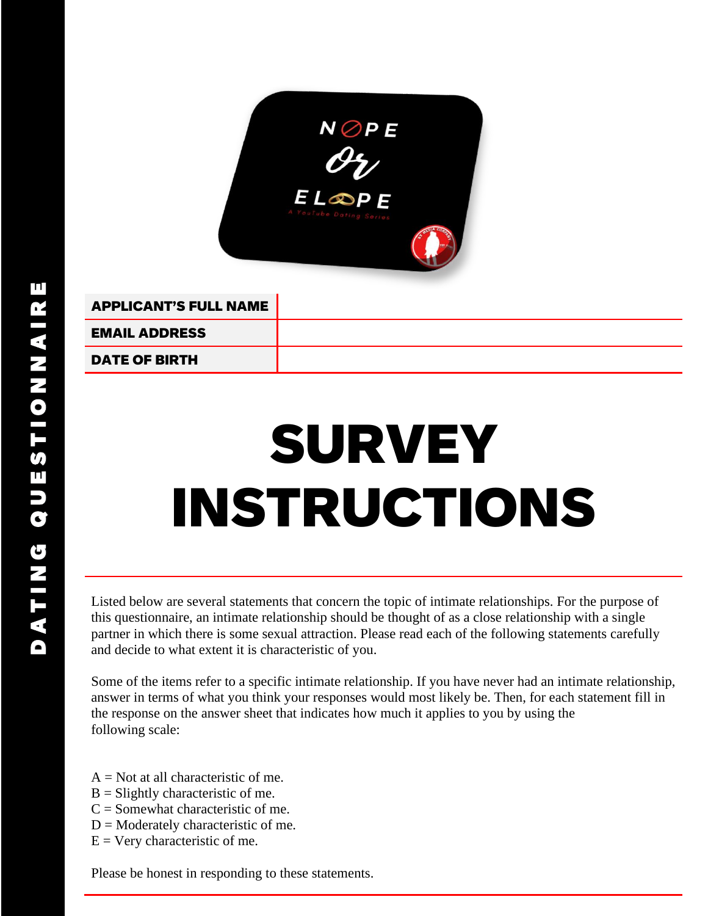DATING QUESTIONNAIRE

NOPE Or ELOPE

A YouTube Dating Series

| APPLICANT'S FULL NAME | |
| --- | --- |
| EMAIL ADDRESS | |
| DATE OF BIRTH | |

# SURVEY INSTRUCTIONS

Listed below are several statements that concern the topic of intimate relationships. For the purpose of this questionnaire, an intimate relationship should be thought of as a close relationship with a single partner in which there is some sexual attraction. Please read each of the following statements carefully and decide to what extent it is characteristic of you.

Some of the items refer to a specific intimate relationship. If you have never had an intimate relationship, answer in terms of what you think your responses would most likely be. Then, for each statement fill in the response on the answer sheet that indicates how much it applies to you by using the following scale:

A = Not at all characteristic of me.
B = Slightly characteristic of me.
C = Somewhat characteristic of me.
D = Moderately characteristic of me.
E = Very characteristic of me.

Please be honest in responding to these statements.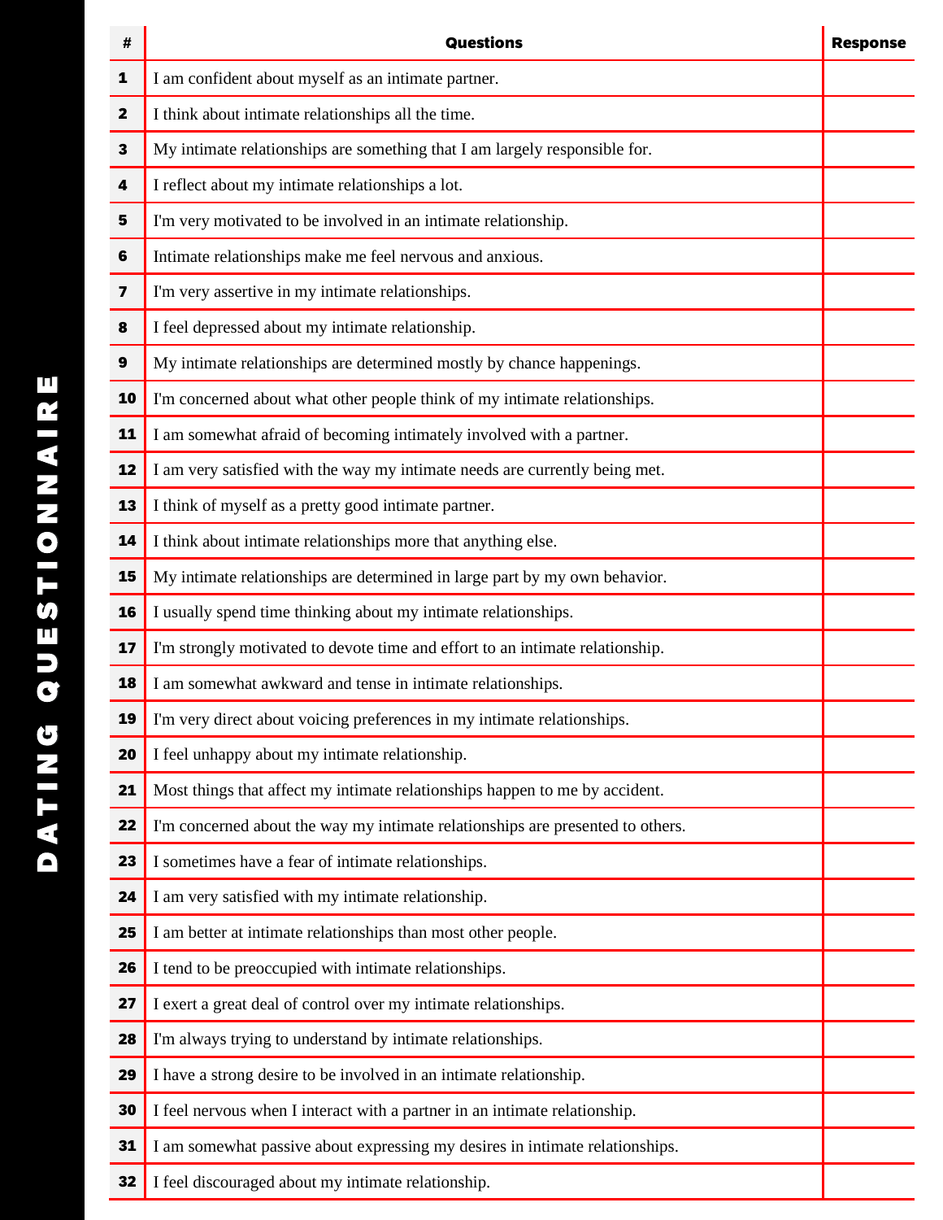# DATING QUESTIONNAIRE

| # | Questions | Response |
|---|---|---|
| 1 | I am confident about myself as an intimate partner. | |
| 2 | I think about intimate relationships all the time. | |
| 3 | My intimate relationships are something that I am largely responsible for. | |
| 4 | I reflect about my intimate relationships a lot. | |
| 5 | I'm very motivated to be involved in an intimate relationship. | |
| 6 | Intimate relationships make me feel nervous and anxious. | |
| 7 | I'm very assertive in my intimate relationships. | |
| 8 | I feel depressed about my intimate relationship. | |
| 9 | My intimate relationships are determined mostly by chance happenings. | |
| 10 | I'm concerned about what other people think of my intimate relationships. | |
| 11 | I am somewhat afraid of becoming intimately involved with a partner. | |
| 12 | I am very satisfied with the way my intimate needs are currently being met. | |
| 13 | I think of myself as a pretty good intimate partner. | |
| 14 | I think about intimate relationships more that anything else. | |
| 15 | My intimate relationships are determined in large part by my own behavior. | |
| 16 | I usually spend time thinking about my intimate relationships. | |
| 17 | I'm strongly motivated to devote time and effort to an intimate relationship. | |
| 18 | I am somewhat awkward and tense in intimate relationships. | |
| 19 | I'm very direct about voicing preferences in my intimate relationships. | |
| 20 | I feel unhappy about my intimate relationship. | |
| 21 | Most things that affect my intimate relationships happen to me by accident. | |
| 22 | I'm concerned about the way my intimate relationships are presented to others. | |
| 23 | I sometimes have a fear of intimate relationships. | |
| 24 | I am very satisfied with my intimate relationship. | |
| 25 | I am better at intimate relationships than most other people. | |
| 26 | I tend to be preoccupied with intimate relationships. | |
| 27 | I exert a great deal of control over my intimate relationships. | |
| 28 | I'm always trying to understand by intimate relationships. | |
| 29 | I have a strong desire to be involved in an intimate relationship. | |
| 30 | I feel nervous when I interact with a partner in an intimate relationship. | |
| 31 | I am somewhat passive about expressing my desires in intimate relationships. | |
| 32 | I feel discouraged about my intimate relationship. | |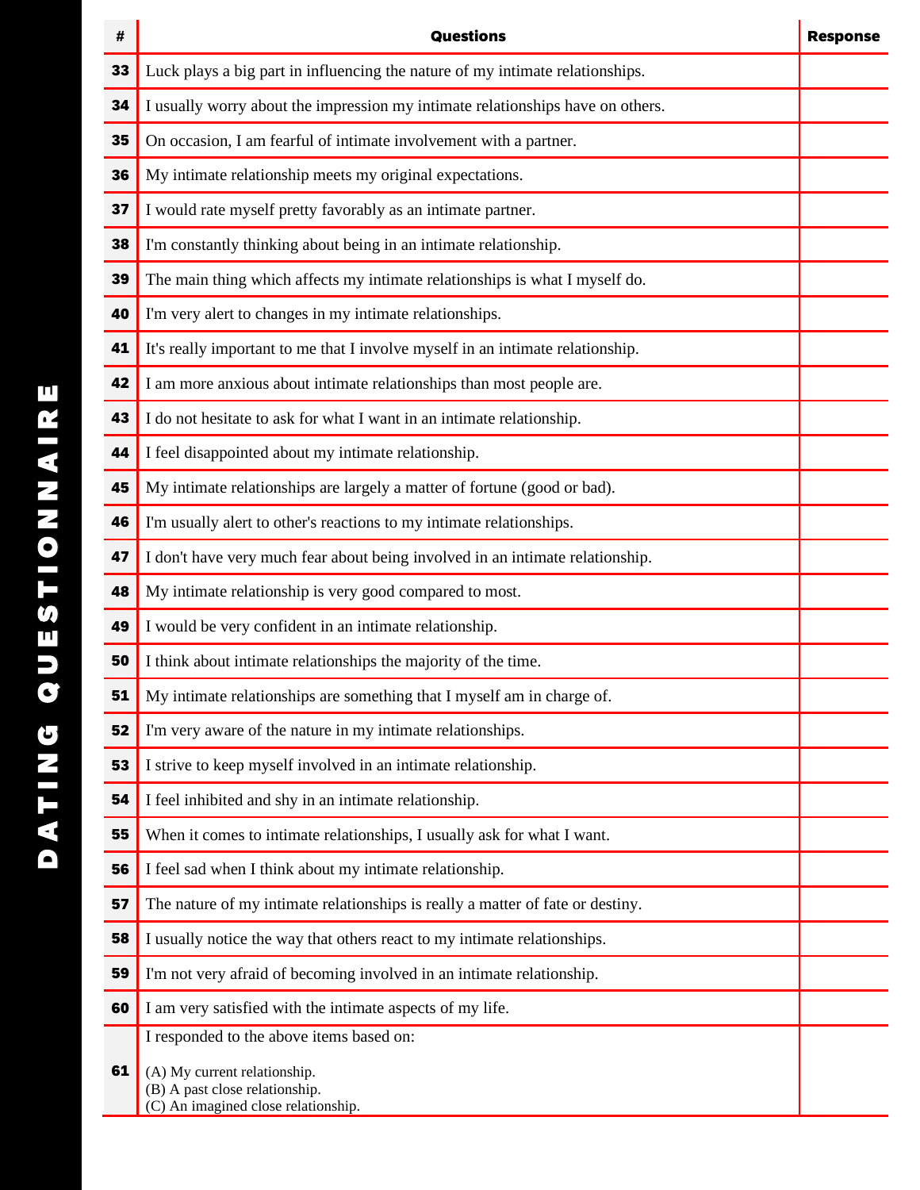| # | Questions | Response |
|---|---|---|
| 33 | Luck plays a big part in influencing the nature of my intimate relationships. | |
| 34 | I usually worry about the impression my intimate relationships have on others. | |
| 35 | On occasion, I am fearful of intimate involvement with a partner. | |
| 36 | My intimate relationship meets my original expectations. | |
| 37 | I would rate myself pretty favorably as an intimate partner. | |
| 38 | I'm constantly thinking about being in an intimate relationship. | |
| 39 | The main thing which affects my intimate relationships is what I myself do. | |
| 40 | I'm very alert to changes in my intimate relationships. | |
| 41 | It's really important to me that I involve myself in an intimate relationship. | |
| 42 | I am more anxious about intimate relationships than most people are. | |
| 43 | I do not hesitate to ask for what I want in an intimate relationship. | |
| 44 | I feel disappointed about my intimate relationship. | |
| 45 | My intimate relationships are largely a matter of fortune (good or bad). | |
| 46 | I'm usually alert to other's reactions to my intimate relationships. | |
| 47 | I don't have very much fear about being involved in an intimate relationship. | |
| 48 | My intimate relationship is very good compared to most. | |
| 49 | I would be very confident in an intimate relationship. | |
| 50 | I think about intimate relationships the majority of the time. | |
| 51 | My intimate relationships are something that I myself am in charge of. | |
| 52 | I'm very aware of the nature in my intimate relationships. | |
| 53 | I strive to keep myself involved in an intimate relationship. | |
| 54 | I feel inhibited and shy in an intimate relationship. | |
| 55 | When it comes to intimate relationships, I usually ask for what I want. | |
| 56 | I feel sad when I think about my intimate relationship. | |
| 57 | The nature of my intimate relationships is really a matter of fate or destiny. | |
| 58 | I usually notice the way that others react to my intimate relationships. | |
| 59 | I'm not very afraid of becoming involved in an intimate relationship. | |
| 60 | I am very satisfied with the intimate aspects of my life. | |
| 61 | I responded to the above items based on:<br><br>(A) My current relationship.<br>(B) A past close relationship.<br>(C) An imagined close relationship. | |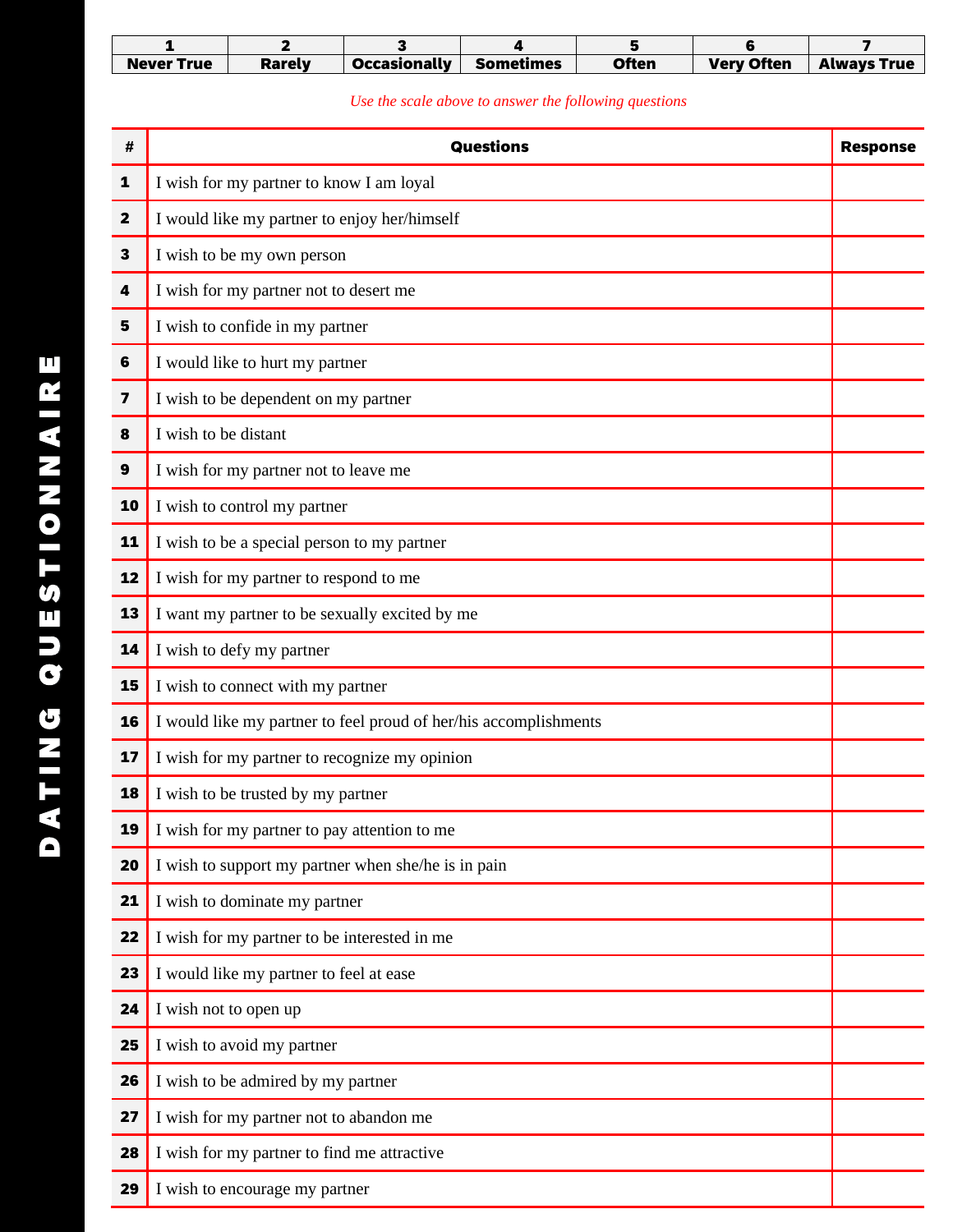# DATING QUESTIONNAIRE

| 1 | 2 | 3 | 4 | 5 | 6 | 7 |
|---|---|---|---|---|---|---|
| Never True | Rarely | Occasionally | Sometimes | Often | Very Often | Always True |

*Use the scale above to answer the following questions*

| # | Questions | Response |
|---|---|---|
| 1 | I wish for my partner to know I am loyal | |
| 2 | I would like my partner to enjoy her/himself | |
| 3 | I wish to be my own person | |
| 4 | I wish for my partner not to desert me | |
| 5 | I wish to confide in my partner | |
| 6 | I would like to hurt my partner | |
| 7 | I wish to be dependent on my partner | |
| 8 | I wish to be distant | |
| 9 | I wish for my partner not to leave me | |
| 10 | I wish to control my partner | |
| 11 | I wish to be a special person to my partner | |
| 12 | I wish for my partner to respond to me | |
| 13 | I want my partner to be sexually excited by me | |
| 14 | I wish to defy my partner | |
| 15 | I wish to connect with my partner | |
| 16 | I would like my partner to feel proud of her/his accomplishments | |
| 17 | I wish for my partner to recognize my opinion | |
| 18 | I wish to be trusted by my partner | |
| 19 | I wish for my partner to pay attention to me | |
| 20 | I wish to support my partner when she/he is in pain | |
| 21 | I wish to dominate my partner | |
| 22 | I wish for my partner to be interested in me | |
| 23 | I would like my partner to feel at ease | |
| 24 | I wish not to open up | |
| 25 | I wish to avoid my partner | |
| 26 | I wish to be admired by my partner | |
| 27 | I wish for my partner not to abandon me | |
| 28 | I wish for my partner to find me attractive | |
| 29 | I wish to encourage my partner | |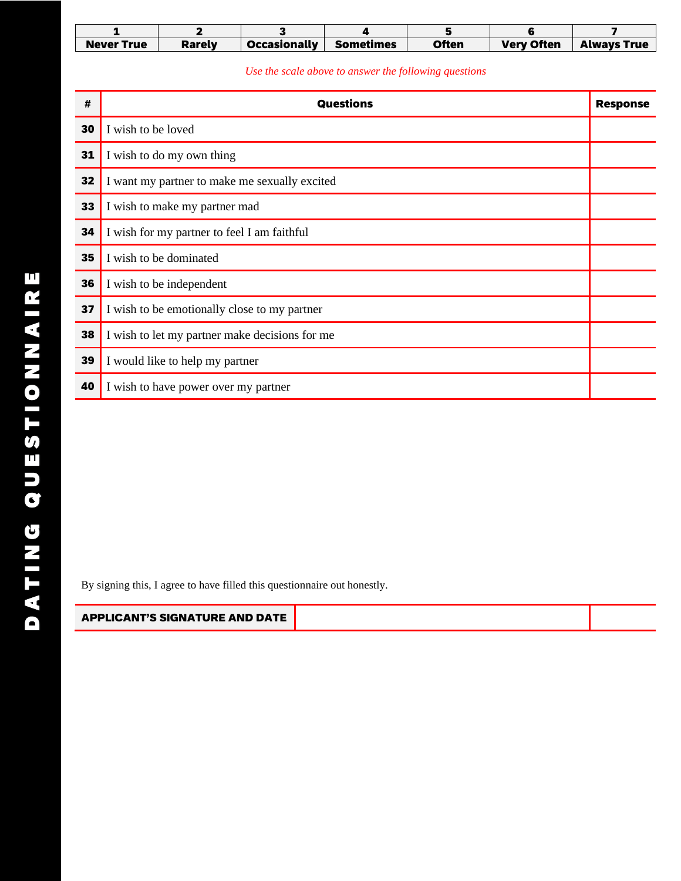| 1 | 2 | 3 | 4 | 5 | 6 | 7 |
|---|---|---|---|---|---|---|
| Never True | Rarely | Occasionally | Sometimes | Often | Very Often | Always True |

*Use the scale above to answer the following questions*

| # | Questions | Response |
|---|---|---|
| 30 | I wish to be loved | |
| 31 | I wish to do my own thing | |
| 32 | I want my partner to make me sexually excited | |
| 33 | I wish to make my partner mad | |
| 34 | I wish for my partner to feel I am faithful | |
| 35 | I wish to be dominated | |
| 36 | I wish to be independent | |
| 37 | I wish to be emotionally close to my partner | |
| 38 | I wish to let my partner make decisions for me | |
| 39 | I would like to help my partner | |
| 40 | I wish to have power over my partner | |

By signing this, I agree to have filled this questionnaire out honestly.

| | | |
|---|---|---|
| **APPLICANT'S SIGNATURE AND DATE** | | |